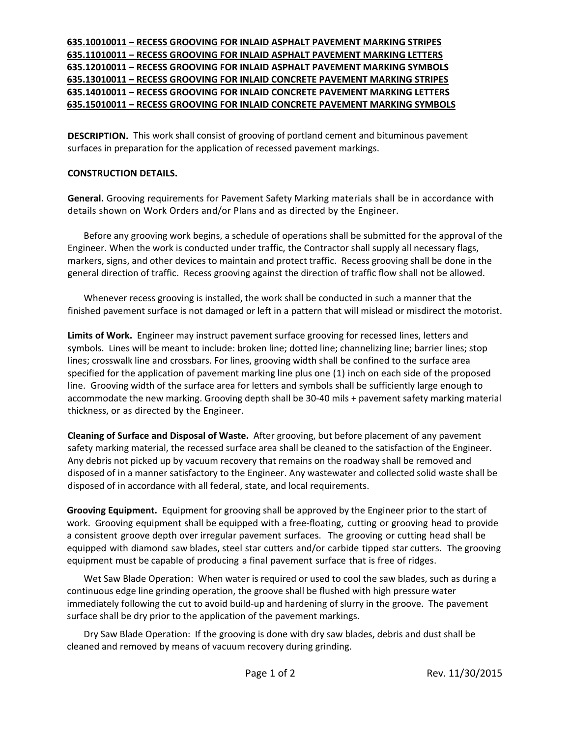**635.10010011 – RECESS GROOVING FOR INLAID ASPHALT PAVEMENT MARKING STRIPES**
**635.11010011 – RECESS GROOVING FOR INLAID ASPHALT PAVEMENT MARKING LETTERS**
**635.12010011 – RECESS GROOVING FOR INLAID ASPHALT PAVEMENT MARKING SYMBOLS**
**635.13010011 – RECESS GROOVING FOR INLAID CONCRETE PAVEMENT MARKING STRIPES**
**635.14010011 – RECESS GROOVING FOR INLAID CONCRETE PAVEMENT MARKING LETTERS**
**635.15010011 – RECESS GROOVING FOR INLAID CONCRETE PAVEMENT MARKING SYMBOLS**

**DESCRIPTION.** This work shall consist of grooving of portland cement and bituminous pavement surfaces in preparation for the application of recessed pavement markings.

**CONSTRUCTION DETAILS.**

**General.** Grooving requirements for Pavement Safety Marking materials shall be in accordance with details shown on Work Orders and/or Plans and as directed by the Engineer.

Before any grooving work begins, a schedule of operations shall be submitted for the approval of the Engineer. When the work is conducted under traffic, the Contractor shall supply all necessary flags, markers, signs, and other devices to maintain and protect traffic. Recess grooving shall be done in the general direction of traffic. Recess grooving against the direction of traffic flow shall not be allowed.

Whenever recess grooving is installed, the work shall be conducted in such a manner that the finished pavement surface is not damaged or left in a pattern that will mislead or misdirect the motorist.

**Limits of Work.** Engineer may instruct pavement surface grooving for recessed lines, letters and symbols. Lines will be meant to include: broken line; dotted line; channelizing line; barrier lines; stop lines; crosswalk line and crossbars. For lines, grooving width shall be confined to the surface area specified for the application of pavement marking line plus one (1) inch on each side of the proposed line. Grooving width of the surface area for letters and symbols shall be sufficiently large enough to accommodate the new marking. Grooving depth shall be 30-40 mils + pavement safety marking material thickness, or as directed by the Engineer.

**Cleaning of Surface and Disposal of Waste.** After grooving, but before placement of any pavement safety marking material, the recessed surface area shall be cleaned to the satisfaction of the Engineer. Any debris not picked up by vacuum recovery that remains on the roadway shall be removed and disposed of in a manner satisfactory to the Engineer. Any wastewater and collected solid waste shall be disposed of in accordance with all federal, state, and local requirements.

**Grooving Equipment.** Equipment for grooving shall be approved by the Engineer prior to the start of work. Grooving equipment shall be equipped with a free-floating, cutting or grooving head to provide a consistent groove depth over irregular pavement surfaces. The grooving or cutting head shall be equipped with diamond saw blades, steel star cutters and/or carbide tipped star cutters. The grooving equipment must be capable of producing a final pavement surface that is free of ridges.

Wet Saw Blade Operation: When water is required or used to cool the saw blades, such as during a continuous edge line grinding operation, the groove shall be flushed with high pressure water immediately following the cut to avoid build-up and hardening of slurry in the groove. The pavement surface shall be dry prior to the application of the pavement markings.

Dry Saw Blade Operation: If the grooving is done with dry saw blades, debris and dust shall be cleaned and removed by means of vacuum recovery during grinding.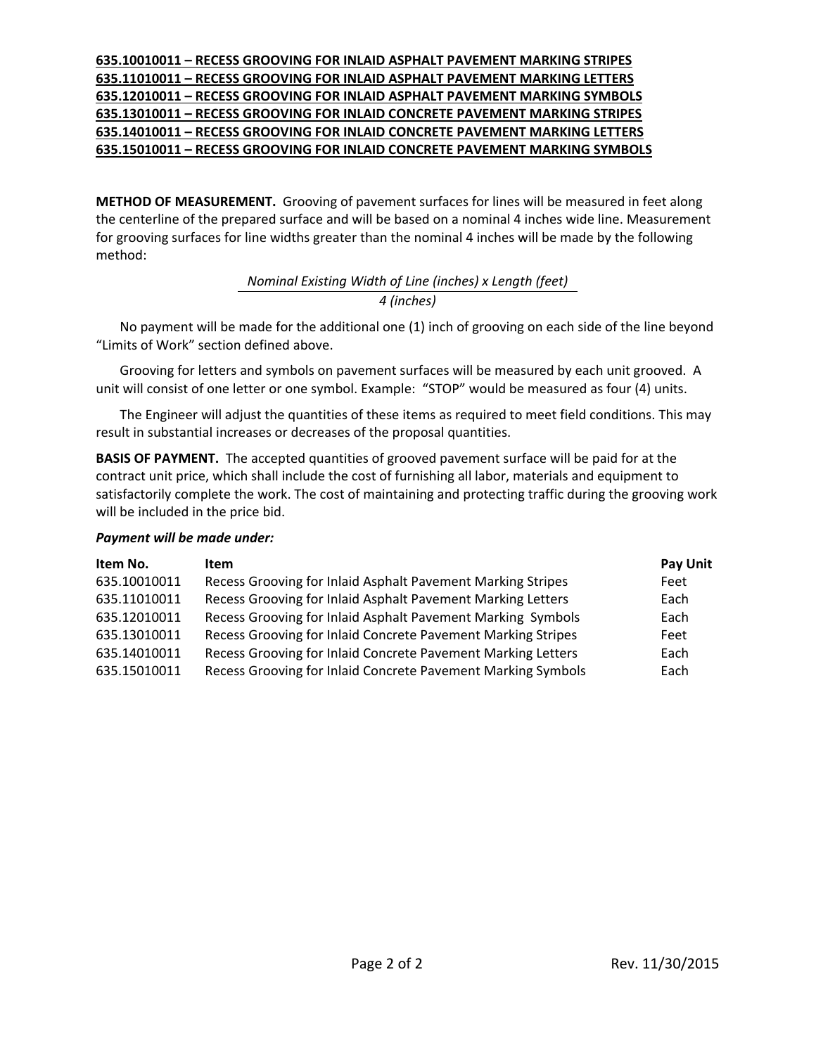**635.10010011 – RECESS GROOVING FOR INLAID ASPHALT PAVEMENT MARKING STRIPES**
**635.11010011 – RECESS GROOVING FOR INLAID ASPHALT PAVEMENT MARKING LETTERS**
**635.12010011 – RECESS GROOVING FOR INLAID ASPHALT PAVEMENT MARKING SYMBOLS**
**635.13010011 – RECESS GROOVING FOR INLAID CONCRETE PAVEMENT MARKING STRIPES**
**635.14010011 – RECESS GROOVING FOR INLAID CONCRETE PAVEMENT MARKING LETTERS**
**635.15010011 – RECESS GROOVING FOR INLAID CONCRETE PAVEMENT MARKING SYMBOLS**

**METHOD OF MEASUREMENT.** Grooving of pavement surfaces for lines will be measured in feet along the centerline of the prepared surface and will be based on a nominal 4 inches wide line. Measurement for grooving surfaces for line widths greater than the nominal 4 inches will be made by the following method:

$$\frac{\textit{Nominal Existing Width of Line (inches) x Length (feet)}}{\textit{4 (inches)}}$$

No payment will be made for the additional one (1) inch of grooving on each side of the line beyond "Limits of Work" section defined above.

Grooving for letters and symbols on pavement surfaces will be measured by each unit grooved. A unit will consist of one letter or one symbol. Example: "STOP" would be measured as four (4) units.

The Engineer will adjust the quantities of these items as required to meet field conditions. This may result in substantial increases or decreases of the proposal quantities.

**BASIS OF PAYMENT.** The accepted quantities of grooved pavement surface will be paid for at the contract unit price, which shall include the cost of furnishing all labor, materials and equipment to satisfactorily complete the work. The cost of maintaining and protecting traffic during the grooving work will be included in the price bid.

***Payment will be made under:***

| Item No. | Item | Pay Unit |
|---|---|---|
| 635.10010011 | Recess Grooving for Inlaid Asphalt Pavement Marking Stripes | Feet |
| 635.11010011 | Recess Grooving for Inlaid Asphalt Pavement Marking Letters | Each |
| 635.12010011 | Recess Grooving for Inlaid Asphalt Pavement Marking Symbols | Each |
| 635.13010011 | Recess Grooving for Inlaid Concrete Pavement Marking Stripes | Feet |
| 635.14010011 | Recess Grooving for Inlaid Concrete Pavement Marking Letters | Each |
| 635.15010011 | Recess Grooving for Inlaid Concrete Pavement Marking Symbols | Each |

Rev. 11/30/2015